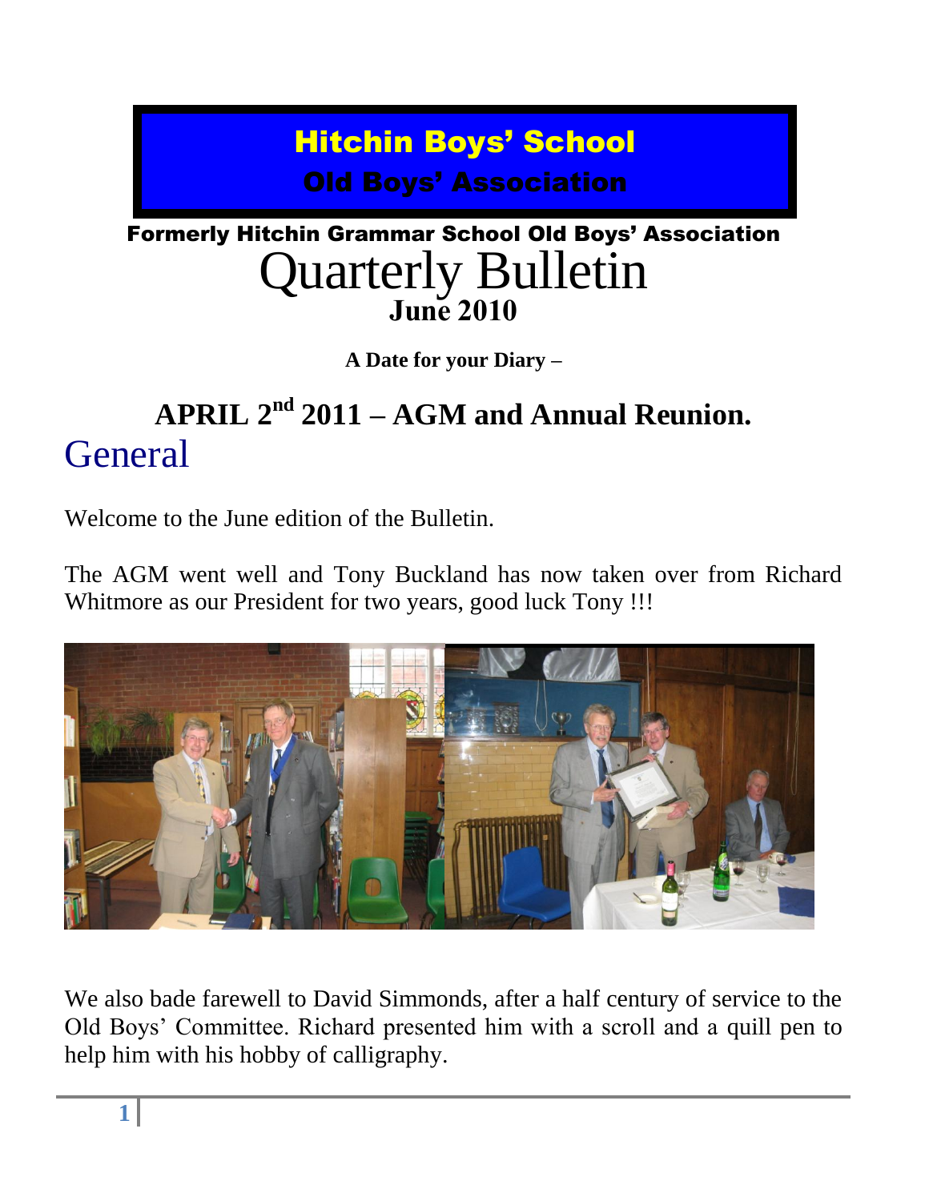# Hitchin Boys' School

## Old Boys' Association

**Formerly Hitchin Grammar School Old Boys' Association**

# Quarterly Bulletin

**June 2010**

**A Date for your Diary –**

## APRIL 2nd 2011 – AGM and Annual Reunion.

# General

Welcome to the June edition of the Bulletin.

The AGM went well and Tony Buckland has now taken over from Richard Whitmore as our President for two years, good luck Tony !!!

We also bade farewell to David Simmonds, after a half century of service to the Old Boys' Committee. Richard presented him with a scroll and a quill pen to help him with his hobby of calligraphy.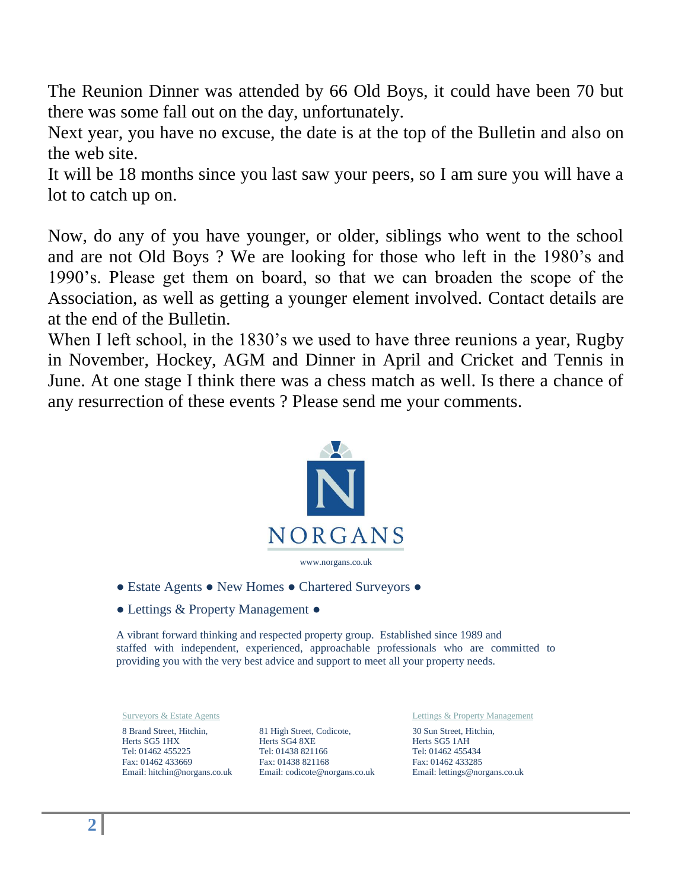The Reunion Dinner was attended by 66 Old Boys, it could have been 70 but there was some fall out on the day, unfortunately.
Next year, you have no excuse, the date is at the top of the Bulletin and also on the web site.
It will be 18 months since you last saw your peers, so I am sure you will have a lot to catch up on.

Now, do any of you have younger, or older, siblings who went to the school and are not Old Boys ? We are looking for those who left in the 1980's and 1990's. Please get them on board, so that we can broaden the scope of the Association, as well as getting a younger element involved. Contact details are at the end of the Bulletin.
When I left school, in the 1830's we used to have three reunions a year, Rugby in November, Hockey, AGM and Dinner in April and Cricket and Tennis in June. At one stage I think there was a chess match as well. Is there a chance of any resurrection of these events ? Please send me your comments.

NORGANS

www.norgans.co.uk

● Estate Agents ● New Homes ● Chartered Surveyors ●

● Lettings & Property Management ●

A vibrant forward thinking and respected property group. Established since 1989 and staffed with independent, experienced, approachable professionals who are committed to providing you with the very best advice and support to meet all your property needs.

Surveyors & Estate Agents

8 Brand Street, Hitchin,
Herts SG5 1HX
Tel: 01462 455225
Fax: 01462 433669
Email: hitchin@norgans.co.uk

81 High Street, Codicote,
Herts SG4 8XE
Tel: 01438 821166
Fax: 01438 821168
Email: codicote@norgans.co.uk

Lettings & Property Management

30 Sun Street, Hitchin,
Herts SG5 1AH
Tel: 01462 455434
Fax: 01462 433285
Email: lettings@norgans.co.uk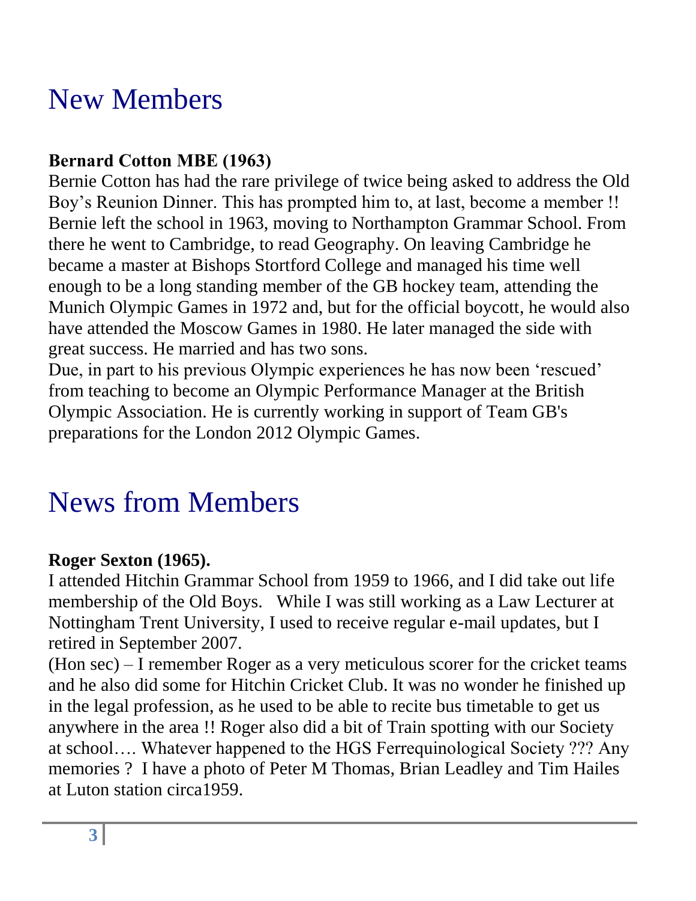# New Members

**Bernard Cotton MBE (1963)**

Bernie Cotton has had the rare privilege of twice being asked to address the Old Boy's Reunion Dinner. This has prompted him to, at last, become a member !! Bernie left the school in 1963, moving to Northampton Grammar School. From there he went to Cambridge, to read Geography. On leaving Cambridge he became a master at Bishops Stortford College and managed his time well enough to be a long standing member of the GB hockey team, attending the Munich Olympic Games in 1972 and, but for the official boycott, he would also have attended the Moscow Games in 1980. He later managed the side with great success. He married and has two sons.

Due, in part to his previous Olympic experiences he has now been 'rescued' from teaching to become an Olympic Performance Manager at the British Olympic Association. He is currently working in support of Team GB's preparations for the London 2012 Olympic Games.

# News from Members

**Roger Sexton (1965).**

I attended Hitchin Grammar School from 1959 to 1966, and I did take out life membership of the Old Boys. While I was still working as a Law Lecturer at Nottingham Trent University, I used to receive regular e-mail updates, but I retired in September 2007.

(Hon sec) – I remember Roger as a very meticulous scorer for the cricket teams and he also did some for Hitchin Cricket Club. It was no wonder he finished up in the legal profession, as he used to be able to recite bus timetable to get us anywhere in the area !! Roger also did a bit of Train spotting with our Society at school…. Whatever happened to the HGS Ferrequinological Society ??? Any memories ? I have a photo of Peter M Thomas, Brian Leadley and Tim Hailes at Luton station circa1959.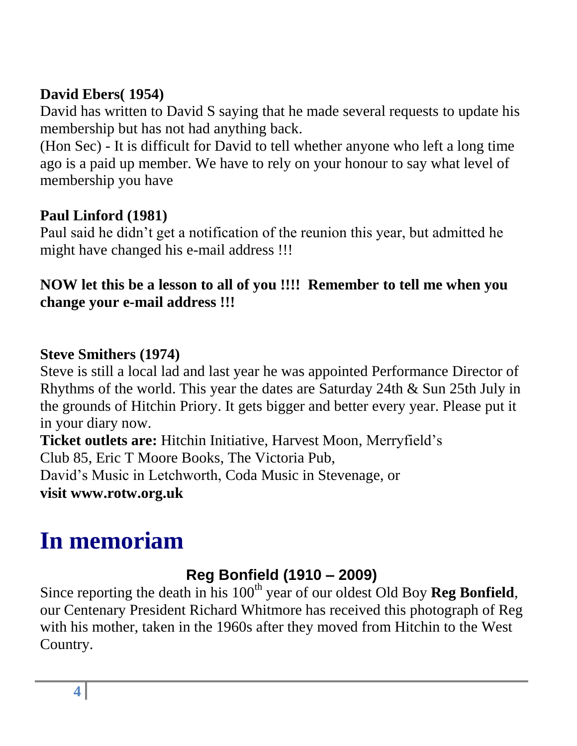**David Ebers( 1954)**
David has written to David S saying that he made several requests to update his membership but has not had anything back.
(Hon Sec) - It is difficult for David to tell whether anyone who left a long time ago is a paid up member. We have to rely on your honour to say what level of membership you have

**Paul Linford (1981)**
Paul said he didn't get a notification of the reunion this year, but admitted he might have changed his e-mail address !!!

**NOW let this be a lesson to all of you !!!! Remember to tell me when you change your e-mail address !!!**

**Steve Smithers (1974)**
Steve is still a local lad and last year he was appointed Performance Director of Rhythms of the world. This year the dates are Saturday 24th & Sun 25th July in the grounds of Hitchin Priory. It gets bigger and better every year. Please put it in your diary now.
**Ticket outlets are:** Hitchin Initiative, Harvest Moon, Merryfield's
Club 85, Eric T Moore Books, The Victoria Pub,
David's Music in Letchworth, Coda Music in Stevenage, or
**visit www.rotw.org.uk**

# In memoriam

### Reg Bonfield (1910 – 2009)

Since reporting the death in his 100th year of our oldest Old Boy **Reg Bonfield**, our Centenary President Richard Whitmore has received this photograph of Reg with his mother, taken in the 1960s after they moved from Hitchin to the West Country.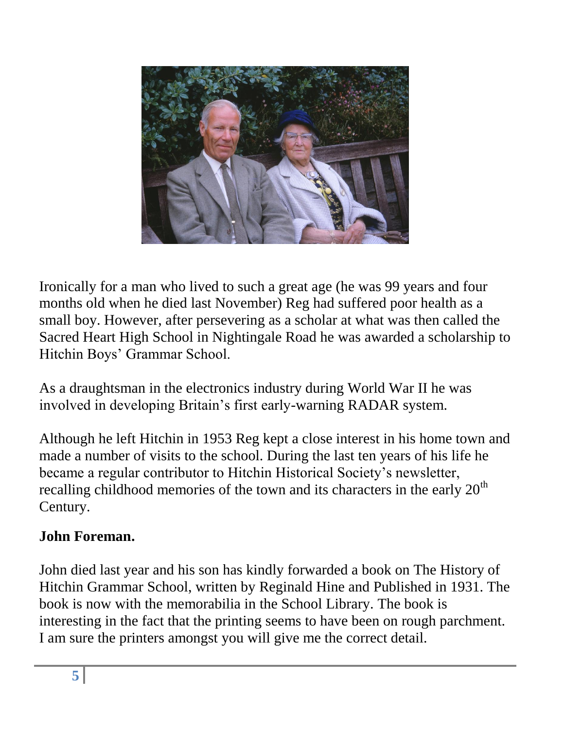Ironically for a man who lived to such a great age (he was 99 years and four months old when he died last November) Reg had suffered poor health as a small boy. However, after persevering as a scholar at what was then called the Sacred Heart High School in Nightingale Road he was awarded a scholarship to Hitchin Boys' Grammar School.

As a draughtsman in the electronics industry during World War II he was involved in developing Britain's first early-warning RADAR system.

Although he left Hitchin in 1953 Reg kept a close interest in his home town and made a number of visits to the school. During the last ten years of his life he became a regular contributor to Hitchin Historical Society's newsletter, recalling childhood memories of the town and its characters in the early 20th Century.

**John Foreman.**

John died last year and his son has kindly forwarded a book on The History of Hitchin Grammar School, written by Reginald Hine and Published in 1931. The book is now with the memorabilia in the School Library. The book is interesting in the fact that the printing seems to have been on rough parchment. I am sure the printers amongst you will give me the correct detail.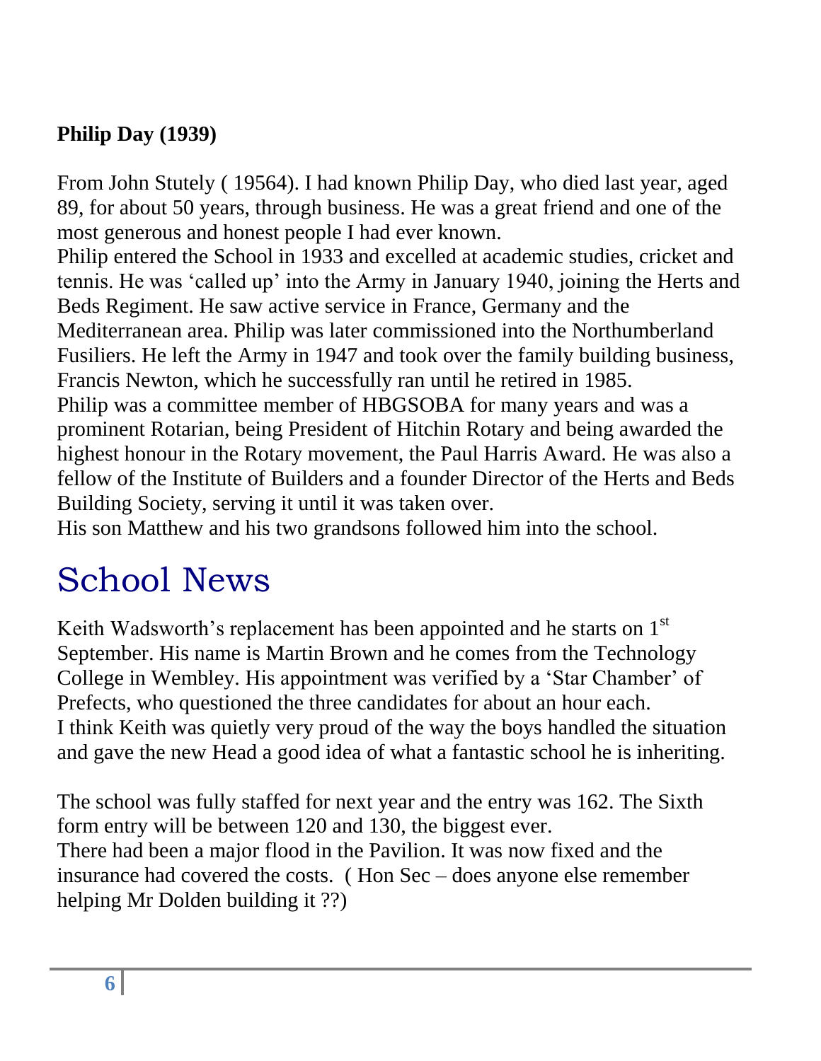**Philip Day (1939)**

From John Stutely ( 19564). I had known Philip Day, who died last year, aged 89, for about 50 years, through business. He was a great friend and one of the most generous and honest people I had ever known.
Philip entered the School in 1933 and excelled at academic studies, cricket and tennis. He was 'called up' into the Army in January 1940, joining the Herts and Beds Regiment. He saw active service in France, Germany and the Mediterranean area. Philip was later commissioned into the Northumberland Fusiliers. He left the Army in 1947 and took over the family building business, Francis Newton, which he successfully ran until he retired in 1985.
Philip was a committee member of HBGSOBA for many years and was a prominent Rotarian, being President of Hitchin Rotary and being awarded the highest honour in the Rotary movement, the Paul Harris Award. He was also a fellow of the Institute of Builders and a founder Director of the Herts and Beds Building Society, serving it until it was taken over.
His son Matthew and his two grandsons followed him into the school.

# School News

Keith Wadsworth's replacement has been appointed and he starts on 1st September. His name is Martin Brown and he comes from the Technology College in Wembley. His appointment was verified by a 'Star Chamber' of Prefects, who questioned the three candidates for about an hour each.
I think Keith was quietly very proud of the way the boys handled the situation and gave the new Head a good idea of what a fantastic school he is inheriting.

The school was fully staffed for next year and the entry was 162. The Sixth form entry will be between 120 and 130, the biggest ever.
There had been a major flood in the Pavilion. It was now fixed and the insurance had covered the costs. ( Hon Sec – does anyone else remember helping Mr Dolden building it ??)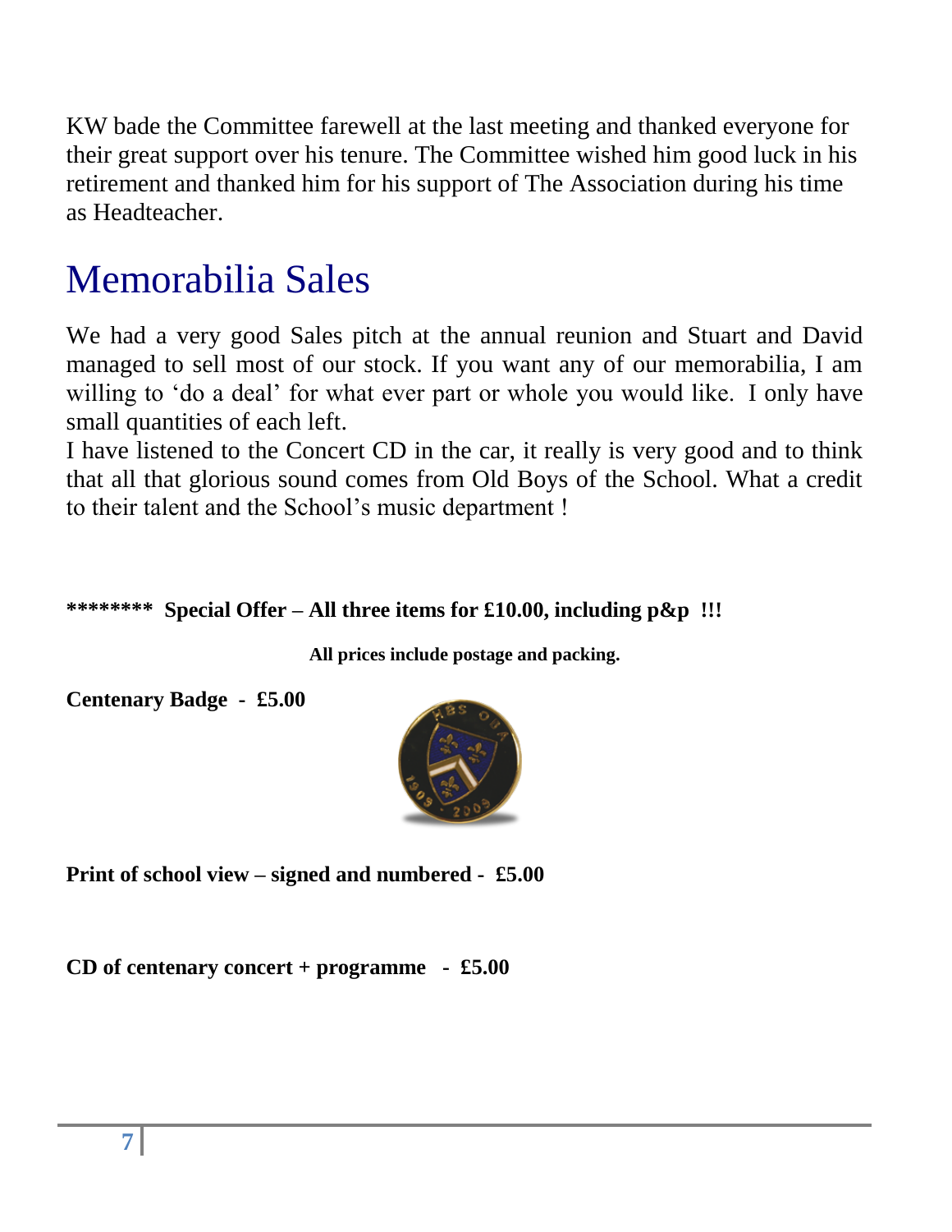KW bade the Committee farewell at the last meeting and thanked everyone for their great support over his tenure. The Committee wished him good luck in his retirement and thanked him for his support of The Association during his time as Headteacher.

# Memorabilia Sales

We had a very good Sales pitch at the annual reunion and Stuart and David managed to sell most of our stock. If you want any of our memorabilia, I am willing to 'do a deal' for what ever part or whole you would like. I only have small quantities of each left.
I have listened to the Concert CD in the car, it really is very good and to think that all that glorious sound comes from Old Boys of the School. What a credit to their talent and the School's music department !

**\*\*\*\*\*\*\*\* Special Offer – All three items for £10.00, including p&p !!!**

**All prices include postage and packing.**

**Centenary Badge - £5.00**

**Print of school view – signed and numbered - £5.00**

**CD of centenary concert + programme - £5.00**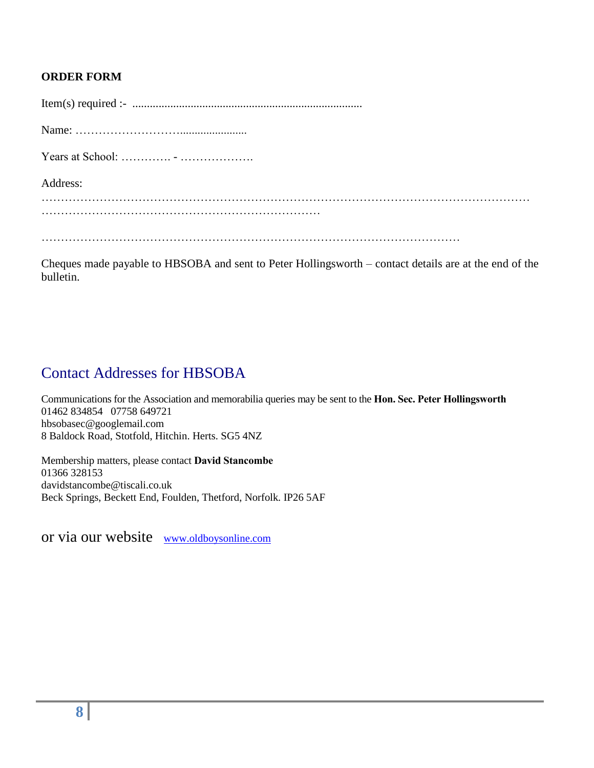**ORDER FORM**

Item(s) required :- ..............................................................................

Name: ……………………….......................

Years at School: …………. - ……………….

Address:

………………………………………………………………………………………………………………
………………………………………………………………

………………………………………………………………………………………………

Cheques made payable to HBSOBA and sent to Peter Hollingsworth – contact details are at the end of the bulletin.

## Contact Addresses for HBSOBA

Communications for the Association and memorabilia queries may be sent to the **Hon. Sec. Peter Hollingsworth**
01462 834854 07758 649721
hbsobasec@googlemail.com
8 Baldock Road, Stotfold, Hitchin. Herts. SG5 4NZ

Membership matters, please contact **David Stancombe**
01366 328153
davidstancombe@tiscali.co.uk
Beck Springs, Beckett End, Foulden, Thetford, Norfolk. IP26 5AF

or via our website [www.oldboysonline.com](http://www.oldboysonline.com)